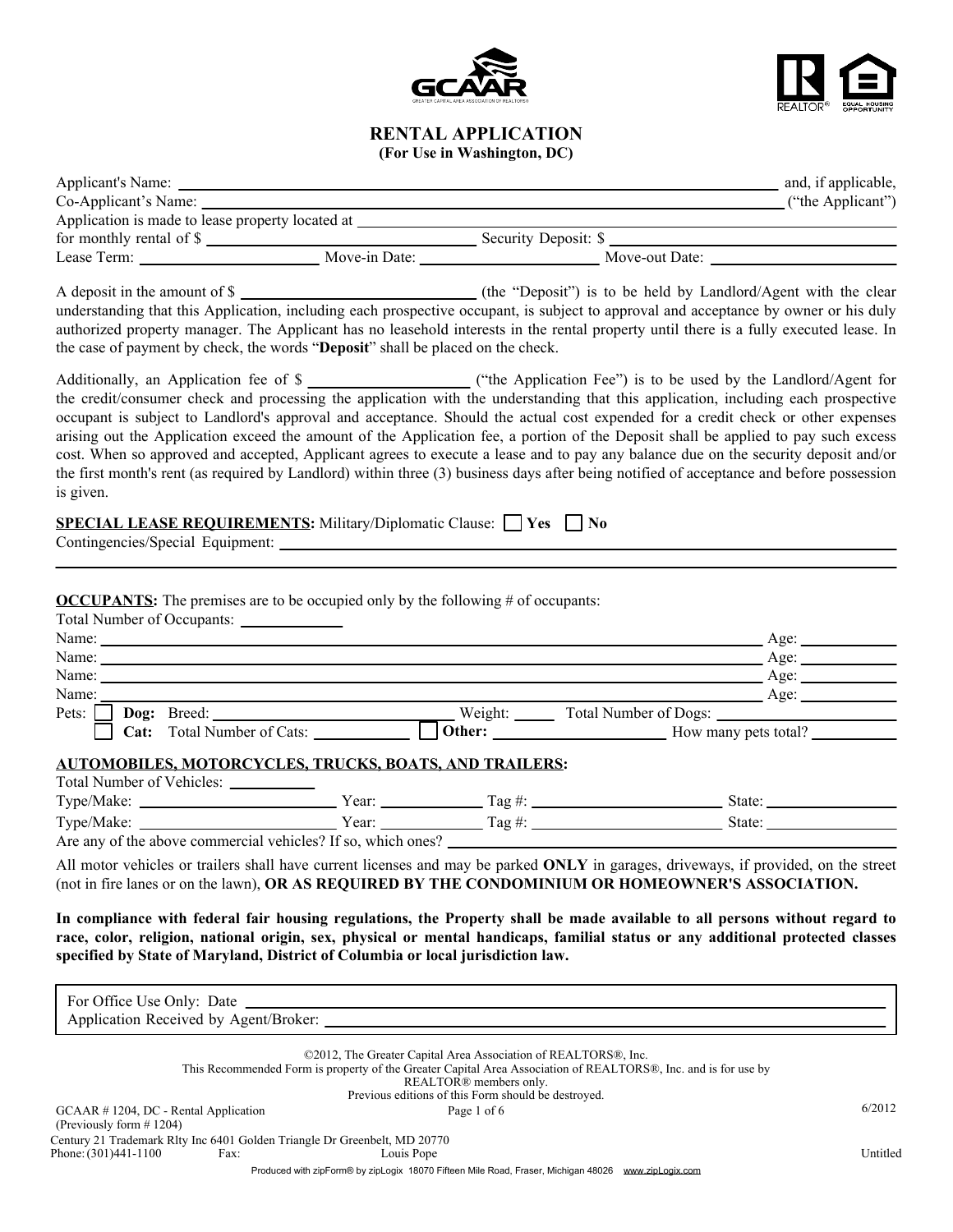# RENTAL APPLICATION
**(For Use in Washington, DC)**

Applicant's Name: ______________________________ and, if applicable,
Co-Applicant's Name: ______________________________ ("the Applicant")
Application is made to lease property located at ______________________________
for monthly rental of $ ______________ Security Deposit: $ ______________
Lease Term: ______________ Move-in Date: ______________ Move-out Date: ______________

A deposit in the amount of $ ______________ (the "Deposit") is to be held by Landlord/Agent with the clear understanding that this Application, including each prospective occupant, is subject to approval and acceptance by owner or his duly authorized property manager. The Applicant has no leasehold interests in the rental property until there is a fully executed lease. In the case of payment by check, the words "**Deposit**" shall be placed on the check.

Additionally, an Application fee of $ ______________ ("the Application Fee") is to be used by the Landlord/Agent for the credit/consumer check and processing the application with the understanding that this application, including each prospective occupant is subject to Landlord's approval and acceptance. Should the actual cost expended for a credit check or other expenses arising out the Application exceed the amount of the Application fee, a portion of the Deposit shall be applied to pay such excess cost. When so approved and accepted, Applicant agrees to execute a lease and to pay any balance due on the security deposit and/or the first month's rent (as required by Landlord) within three (3) business days after being notified of acceptance and before possession is given.

**SPECIAL LEASE REQUIREMENTS:** Military/Diplomatic Clause: ☐ **Yes** ☐ **No**
Contingencies/Special Equipment: ______________________________

**OCCUPANTS:** The premises are to be occupied only by the following # of occupants:
Total Number of Occupants: ______________
Name: ______________________________ Age: ______________
Name: ______________________________ Age: ______________
Name: ______________________________ Age: ______________
Name: ______________________________ Age: ______________
Pets: ☐ **Dog:** Breed: ______________ Weight: ______ Total Number of Dogs: ______________
☐ **Cat:** Total Number of Cats: ______________ ☐ **Other:** ______________ How many pets total? ______________

**AUTOMOBILES, MOTORCYCLES, TRUCKS, BOATS, AND TRAILERS:**
Total Number of Vehicles: ______________
Type/Make: ______________ Year: ______________ Tag #: ______________ State: ______________
Type/Make: ______________ Year: ______________ Tag #: ______________ State: ______________
Are any of the above commercial vehicles? If so, which ones? ______________________________

All motor vehicles or trailers shall have current licenses and may be parked **ONLY** in garages, driveways, if provided, on the street (not in fire lanes or on the lawn), **OR AS REQUIRED BY THE CONDOMINIUM OR HOMEOWNER'S ASSOCIATION.**

**In compliance with federal fair housing regulations, the Property shall be made available to all persons without regard to race, color, religion, national origin, sex, physical or mental handicaps, familial status or any additional protected classes specified by State of Maryland, District of Columbia or local jurisdiction law.**

For Office Use Only: Date ______________________________
Application Received by Agent/Broker: ______________________________

©2012, The Greater Capital Area Association of REALTORS®, Inc.
This Recommended Form is property of the Greater Capital Area Association of REALTORS®, Inc. and is for use by REALTOR® members only.
Previous editions of this Form should be destroyed.

GCAAR # 1204, DC - Rental Application (Previously form # 1204) 6/2012

Century 21 Trademark Rlty Inc 6401 Golden Triangle Dr Greenbelt, MD 20770
Phone: (301)441-1100 Fax: Louis Pope Untitled
Produced with zipForm® by zipLogix 18070 Fifteen Mile Road, Fraser, Michigan 48026 www.zipLogix.com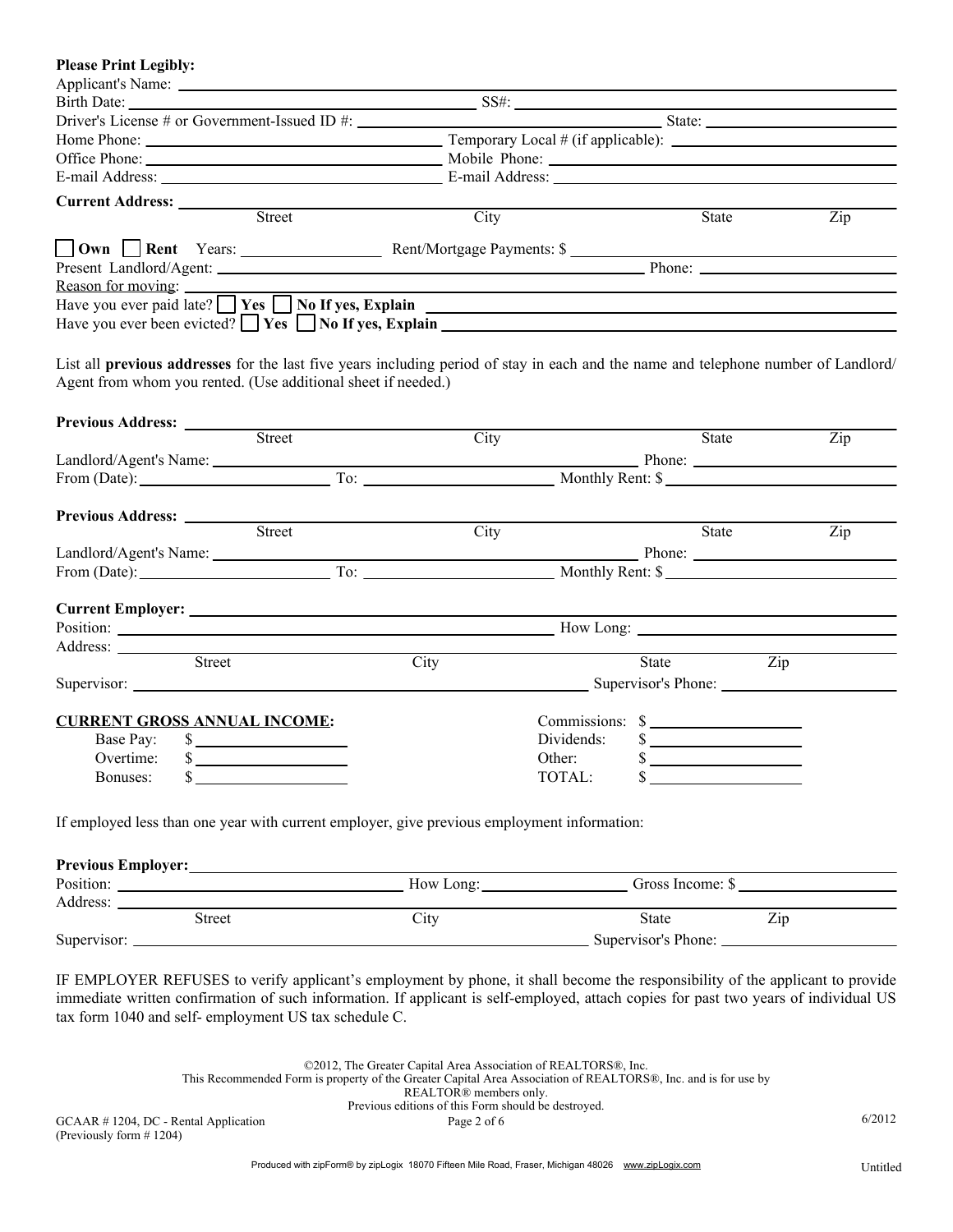**Please Print Legibly:**

Applicant's Name: ______________________________

Birth Date: ______________________ SS#: ______________________

Driver's License # or Government-Issued ID #: ______________________ State: ____________

Home Phone: ______________________ Temporary Local # (if applicable): ______________________

Office Phone: ______________________ Mobile Phone: ______________________

E-mail Address: ______________________ E-mail Address: ______________________

**Current Address:** ______________________________

Street — City — State — Zip

☐ **Own** ☐ **Rent** Years: ____________ Rent/Mortgage Payments: $ ____________

Present Landlord/Agent: ______________________ Phone: ____________

Reason for moving: ______________________________

Have you ever paid late? ☐ **Yes** ☐ **No If yes, Explain** ______________________

Have you ever been evicted? ☐ **Yes** ☐ **No If yes, Explain** ______________________

List all **previous addresses** for the last five years including period of stay in each and the name and telephone number of Landlord/ Agent from whom you rented. (Use additional sheet if needed.)

**Previous Address:** ______________________________

Street — City — State — Zip

Landlord/Agent's Name: ______________________ Phone: ____________

From (Date): ____________ To: ____________ Monthly Rent: $ ____________

**Previous Address:** ______________________________

Street — City — State — Zip

Landlord/Agent's Name: ______________________ Phone: ____________

From (Date): ____________ To: ____________ Monthly Rent: $ ____________

**Current Employer:** ______________________________

Position: ______________________ How Long: ____________

Address: ______________________________

Street — City — State — Zip

Supervisor: ______________________ Supervisor's Phone: ____________

**CURRENT GROSS ANNUAL INCOME:**

| | | | |
|---|---|---|---|
| Base Pay: | $ ____________ | Commissions: | $ ____________ |
| Overtime: | $ ____________ | Dividends: | $ ____________ |
| Bonuses: | $ ____________ | Other: | $ ____________ |
| | | TOTAL: | $ ____________ |

If employed less than one year with current employer, give previous employment information:

**Previous Employer:** ______________________________

Position: ______________________ How Long: ____________ Gross Income: $ ____________

Address: ______________________________

Street — City — State — Zip

Supervisor: ______________________ Supervisor's Phone: ____________

IF EMPLOYER REFUSES to verify applicant's employment by phone, it shall become the responsibility of the applicant to provide immediate written confirmation of such information. If applicant is self-employed, attach copies for past two years of individual US tax form 1040 and self- employment US tax schedule C.

©2012, The Greater Capital Area Association of REALTORS®, Inc.
This Recommended Form is property of the Greater Capital Area Association of REALTORS®, Inc. and is for use by REALTOR® members only.
Previous editions of this Form should be destroyed.

GCAAR # 1204, DC - Rental Application (Previously form # 1204) — 6/2012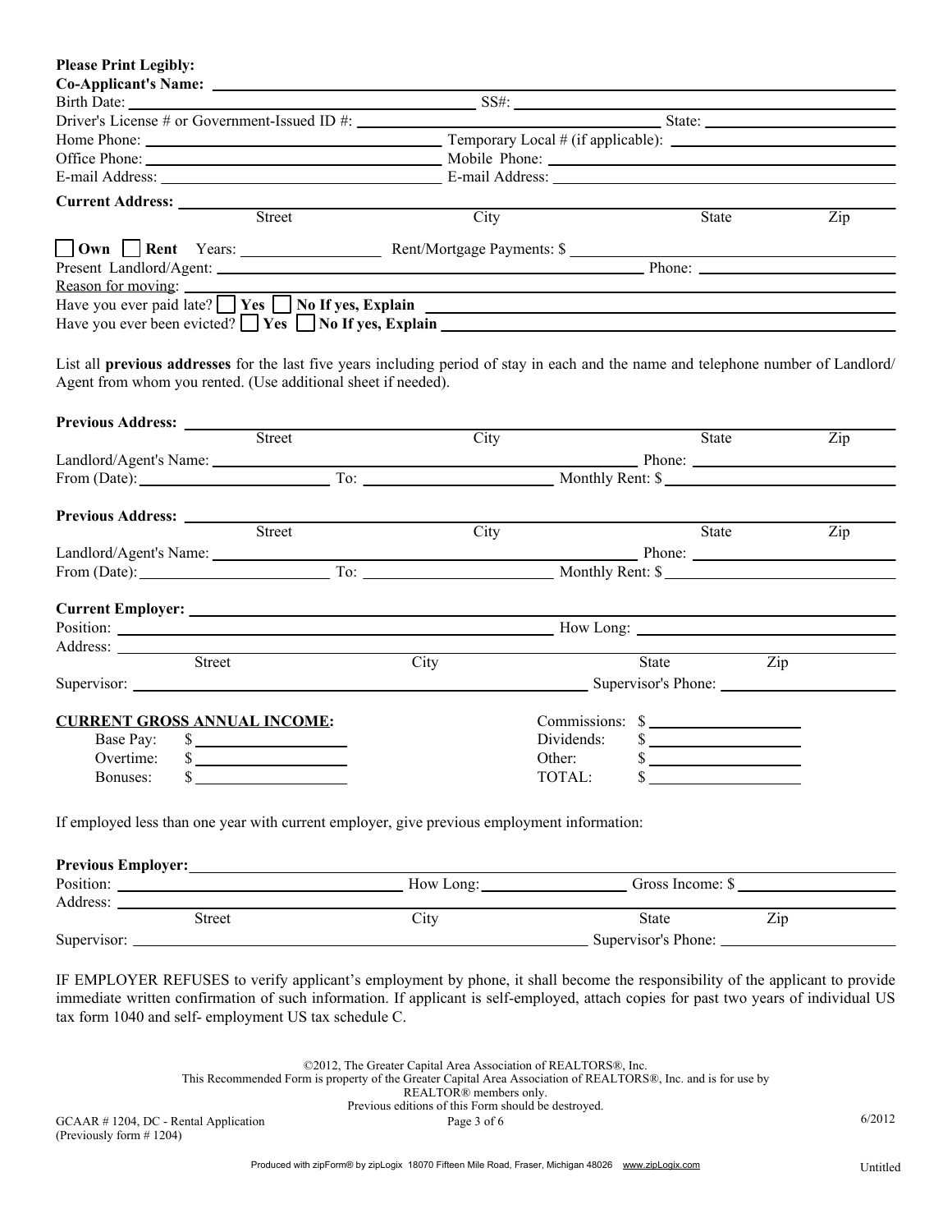**Please Print Legibly:**

**Co-Applicant's Name:** ______________________________

Birth Date: ______________________________ SS#: ______________________________

Driver's License # or Government-Issued ID #: ______________________________ State: ______________

Home Phone: ______________________________ Temporary Local # (if applicable): ______________________________

Office Phone: ______________________________ Mobile Phone: ______________________________

E-mail Address: ______________________________ E-mail Address: ______________________________

**Current Address:** ______________________________

Street City State Zip

☐ **Own** ☐ **Rent** Years: ______________ Rent/Mortgage Payments: $ ______________________________

Present Landlord/Agent: ______________________________ Phone: ______________

Reason for moving: ______________________________

Have you ever paid late? ☐ **Yes** ☐ **No If yes, Explain** ______________________________

Have you ever been evicted? ☐ **Yes** ☐ **No If yes, Explain** ______________________________

List all **previous addresses** for the last five years including period of stay in each and the name and telephone number of Landlord/ Agent from whom you rented. (Use additional sheet if needed).

**Previous Address:** ______________________________

Street City State Zip

Landlord/Agent's Name: ______________________________ Phone: ______________

From (Date): ______________ To: ______________ Monthly Rent: $ ______________

**Previous Address:** ______________________________

Street City State Zip

Landlord/Agent's Name: ______________________________ Phone: ______________

From (Date): ______________ To: ______________ Monthly Rent: $ ______________

**Current Employer:** ______________________________

Position: ______________________________ How Long: ______________

Address: ______________________________

Street City State Zip

Supervisor: ______________________________ Supervisor's Phone: ______________

**CURRENT GROSS ANNUAL INCOME:**

| | | | |
|---|---|---|---|
| Base Pay: | $ ______________ | Commissions: | $ ______________ |
| Overtime: | $ ______________ | Dividends: | $ ______________ |
| Bonuses: | $ ______________ | Other: | $ ______________ |
| | | TOTAL: | $ ______________ |

If employed less than one year with current employer, give previous employment information:

**Previous Employer:** ______________________________

Position: ______________________________ How Long: ______________ Gross Income: $ ______________

Address: ______________________________

Street City State Zip

Supervisor: ______________________________ Supervisor's Phone: ______________

IF EMPLOYER REFUSES to verify applicant's employment by phone, it shall become the responsibility of the applicant to provide immediate written confirmation of such information. If applicant is self-employed, attach copies for past two years of individual US tax form 1040 and self- employment US tax schedule C.

©2012, The Greater Capital Area Association of REALTORS®, Inc.
This Recommended Form is property of the Greater Capital Area Association of REALTORS®, Inc. and is for use by REALTOR® members only.
Previous editions of this Form should be destroyed.

GCAAR # 1204, DC - Rental Application (Previously form # 1204) 6/2012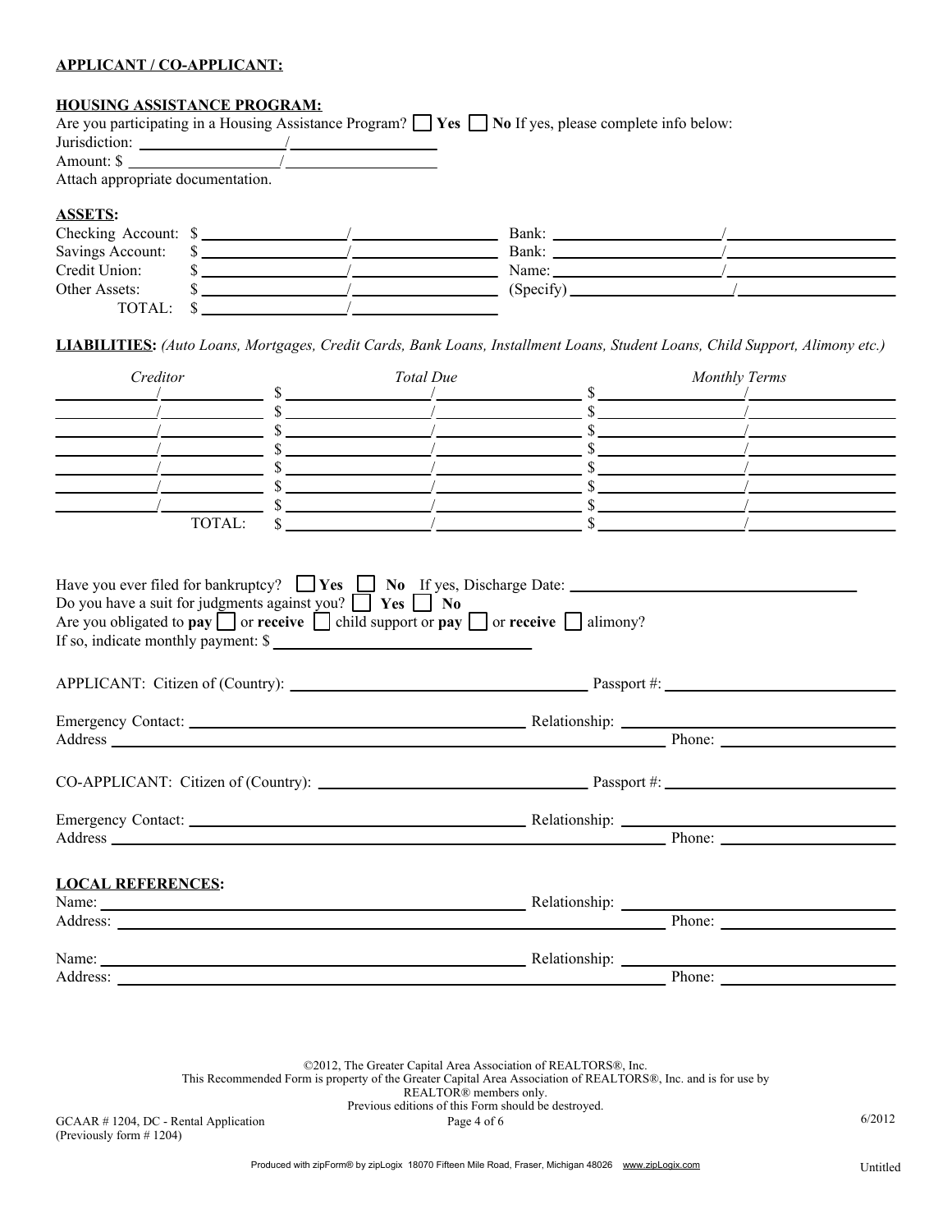**APPLICANT / CO-APPLICANT:**

**HOUSING ASSISTANCE PROGRAM:**

Are you participating in a Housing Assistance Program? ☐ **Yes** ☐ **No** If yes, please complete info below:

Jurisdiction: ____________________/____________________

Amount: $ ____________________/____________________

Attach appropriate documentation.

**ASSETS:**

| | | | |
|---|---|---|---|
| Checking Account: | $ ____________/____________ | Bank: | ____________/____________ |
| Savings Account: | $ ____________/____________ | Bank: | ____________/____________ |
| Credit Union: | $ ____________/____________ | Name: | ____________/____________ |
| Other Assets: | $ ____________/____________ | (Specify) | ____________/____________ |
| TOTAL: | $ ____________/____________ | | |

**LIABILITIES:** *(Auto Loans, Mortgages, Credit Cards, Bank Loans, Installment Loans, Student Loans, Child Support, Alimony etc.)*

| *Creditor* | *Total Due* | *Monthly Terms* |
|---|---|---|
| ________/________ | $ ________/________ | $ ________/________ |
| ________/________ | $ ________/________ | $ ________/________ |
| ________/________ | $ ________/________ | $ ________/________ |
| ________/________ | $ ________/________ | $ ________/________ |
| ________/________ | $ ________/________ | $ ________/________ |
| ________/________ | $ ________/________ | $ ________/________ |
| ________/________ | $ ________/________ | $ ________/________ |
| TOTAL: | $ ________/________ | $ ________/________ |

Have you ever filed for bankruptcy? ☐ **Yes** ☐ **No** If yes, Discharge Date: ____________________

Do you have a suit for judgments against you? ☐ **Yes** ☐ **No**

Are you obligated to **pay** ☐ or **receive** ☐ child support or **pay** ☐ or **receive** ☐ alimony?

If so, indicate monthly payment: $ ____________________

APPLICANT: Citizen of (Country): ____________________ Passport #: ____________________

Emergency Contact: ____________________ Relationship: ____________________

Address ____________________ Phone: ____________________

CO-APPLICANT: Citizen of (Country): ____________________ Passport #: ____________________

Emergency Contact: ____________________ Relationship: ____________________

Address ____________________ Phone: ____________________

**LOCAL REFERENCES:**

Name: ____________________ Relationship: ____________________

Address: ____________________ Phone: ____________________

Name: ____________________ Relationship: ____________________

Address: ____________________ Phone: ____________________

©2012, The Greater Capital Area Association of REALTORS®, Inc.
This Recommended Form is property of the Greater Capital Area Association of REALTORS®, Inc. and is for use by REALTOR® members only.
Previous editions of this Form should be destroyed.

GCAAR # 1204, DC - Rental Application (Previously form # 1204) 6/2012

Produced with zipForm® by zipLogix 18070 Fifteen Mile Road, Fraser, Michigan 48026 www.zipLogix.com Untitled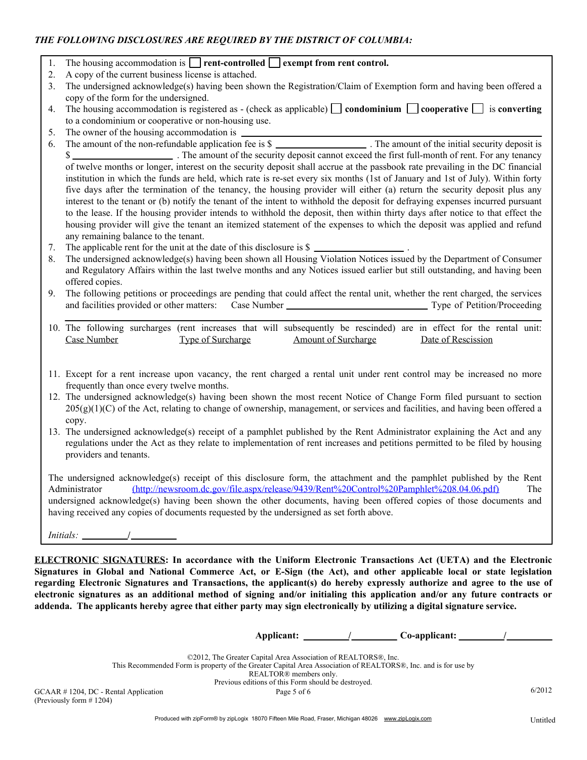***THE FOLLOWING DISCLOSURES ARE REQUIRED BY THE DISTRICT OF COLUMBIA:***

1. The housing accommodation is ☐ **rent-controlled** ☐ **exempt from rent control.**
2. A copy of the current business license is attached.
3. The undersigned acknowledge(s) having been shown the Registration/Claim of Exemption form and having been offered a copy of the form for the undersigned.
4. The housing accommodation is registered as - (check as applicable) ☐ **condominium** ☐ **cooperative** ☐ is **converting** to a condominium or cooperative or non-housing use.
5. The owner of the housing accommodation is ______________________________
6. The amount of the non-refundable application fee is $ ______________ . The amount of the initial security deposit is $ ______________ . The amount of the security deposit cannot exceed the first full-month of rent. For any tenancy of twelve months or longer, interest on the security deposit shall accrue at the passbook rate prevailing in the DC financial institution in which the funds are held, which rate is re-set every six months (1st of January and 1st of July). Within forty five days after the termination of the tenancy, the housing provider will either (a) return the security deposit plus any interest to the tenant or (b) notify the tenant of the intent to withhold the deposit for defraying expenses incurred pursuant to the lease. If the housing provider intends to withhold the deposit, then within thirty days after notice to that effect the housing provider will give the tenant an itemized statement of the expenses to which the deposit was applied and refund any remaining balance to the tenant.
7. The applicable rent for the unit at the date of this disclosure is $ ______________ .
8. The undersigned acknowledge(s) having been shown all Housing Violation Notices issued by the Department of Consumer and Regulatory Affairs within the last twelve months and any Notices issued earlier but still outstanding, and having been offered copies.
9. The following petitions or proceedings are pending that could affect the rental unit, whether the rent charged, the services and facilities provided or other matters: Case Number ______________________ Type of Petition/Proceeding ______________________________
10. The following surcharges (rent increases that will subsequently be rescinded) are in effect for the rental unit:

| Case Number | Type of Surcharge | Amount of Surcharge | Date of Rescission |
| --- | --- | --- | --- |
| | | | |

11. Except for a rent increase upon vacancy, the rent charged a rental unit under rent control may be increased no more frequently than once every twelve months.
12. The undersigned acknowledge(s) having been shown the most recent Notice of Change Form filed pursuant to section 205(g)(1)(C) of the Act, relating to change of ownership, management, or services and facilities, and having been offered a copy.
13. The undersigned acknowledge(s) receipt of a pamphlet published by the Rent Administrator explaining the Act and any regulations under the Act as they relate to implementation of rent increases and petitions permitted to be filed by housing providers and tenants.

The undersigned acknowledge(s) receipt of this disclosure form, the attachment and the pamphlet published by the Rent Administrator (http://newsroom.dc.gov/file.aspx/release/9439/Rent%20Control%20Pamphlet%208.04.06.pdf) The undersigned acknowledge(s) having been shown the other documents, having been offered copies of those documents and having received any copies of documents requested by the undersigned as set forth above.

*Initials:* ________/________

**ELECTRONIC SIGNATURES: In accordance with the Uniform Electronic Transactions Act (UETA) and the Electronic Signatures in Global and National Commerce Act, or E-Sign (the Act), and other applicable local or state legislation regarding Electronic Signatures and Transactions, the applicant(s) do hereby expressly authorize and agree to the use of electronic signatures as an additional method of signing and/or initialing this application and/or any future contracts or addenda. The applicants hereby agree that either party may sign electronically by utilizing a digital signature service.**

**Applicant:** ________/________ **Co-applicant:** ________/________

©2012, The Greater Capital Area Association of REALTORS®, Inc.
This Recommended Form is property of the Greater Capital Area Association of REALTORS®, Inc. and is for use by REALTOR® members only.
Previous editions of this Form should be destroyed.

GCAAR # 1204, DC - Rental Application
(Previously form # 1204)
6/2012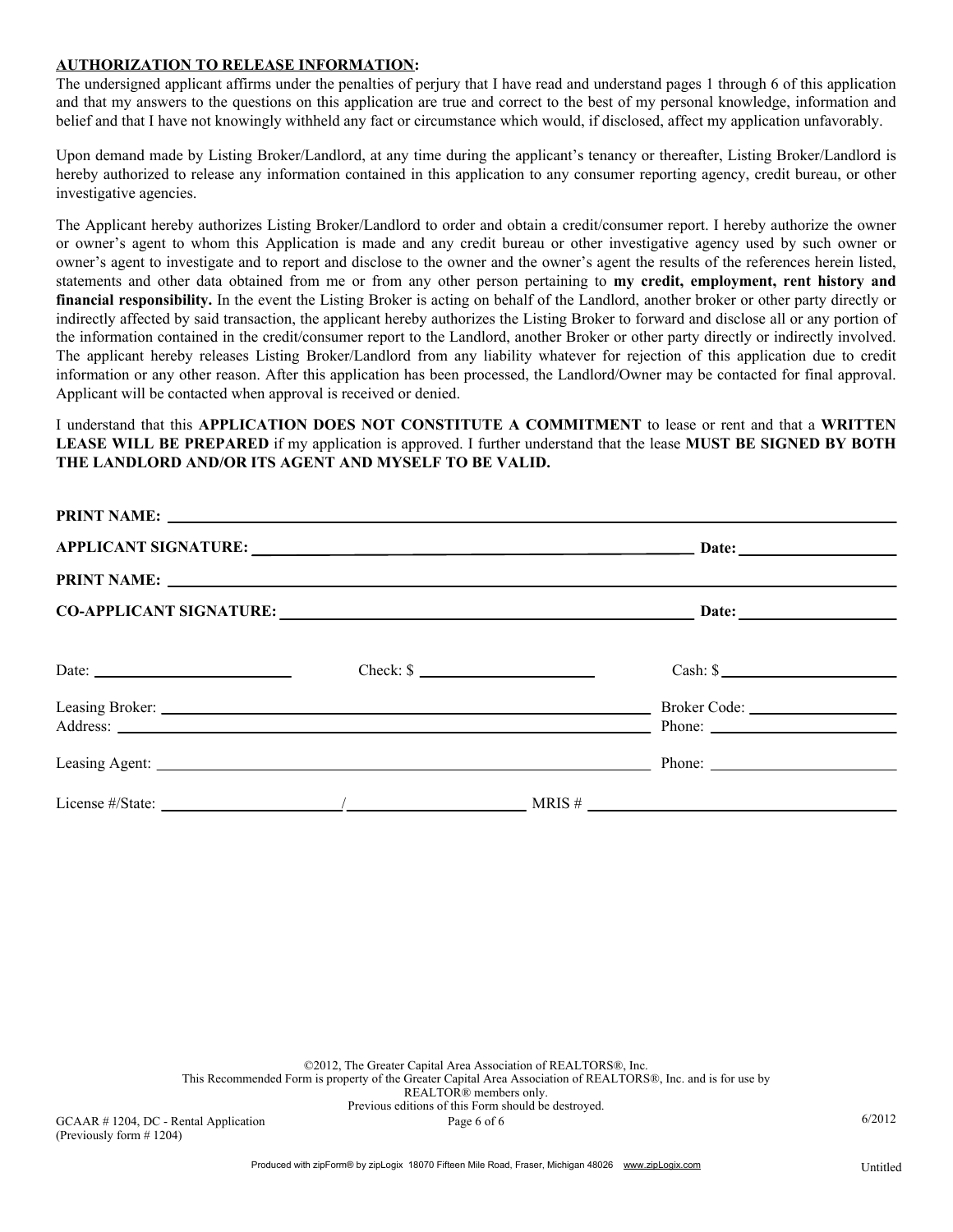**<u>AUTHORIZATION TO RELEASE INFORMATION</u>:**

The undersigned applicant affirms under the penalties of perjury that I have read and understand pages 1 through 6 of this application and that my answers to the questions on this application are true and correct to the best of my personal knowledge, information and belief and that I have not knowingly withheld any fact or circumstance which would, if disclosed, affect my application unfavorably.

Upon demand made by Listing Broker/Landlord, at any time during the applicant's tenancy or thereafter, Listing Broker/Landlord is hereby authorized to release any information contained in this application to any consumer reporting agency, credit bureau, or other investigative agencies.

The Applicant hereby authorizes Listing Broker/Landlord to order and obtain a credit/consumer report. I hereby authorize the owner or owner's agent to whom this Application is made and any credit bureau or other investigative agency used by such owner or owner's agent to investigate and to report and disclose to the owner and the owner's agent the results of the references herein listed, statements and other data obtained from me or from any other person pertaining to **my credit, employment, rent history and financial responsibility.** In the event the Listing Broker is acting on behalf of the Landlord, another broker or other party directly or indirectly affected by said transaction, the applicant hereby authorizes the Listing Broker to forward and disclose all or any portion of the information contained in the credit/consumer report to the Landlord, another Broker or other party directly or indirectly involved. The applicant hereby releases Listing Broker/Landlord from any liability whatever for rejection of this application due to credit information or any other reason. After this application has been processed, the Landlord/Owner may be contacted for final approval. Applicant will be contacted when approval is received or denied.

I understand that this **APPLICATION DOES NOT CONSTITUTE A COMMITMENT** to lease or rent and that a **WRITTEN LEASE WILL BE PREPARED** if my application is approved. I further understand that the lease **MUST BE SIGNED BY BOTH THE LANDLORD AND/OR ITS AGENT AND MYSELF TO BE VALID.**

**PRINT NAME:** ______________________________

**APPLICANT SIGNATURE:** ______________________________ **Date:** ______________

**PRINT NAME:** ______________________________

**CO-APPLICANT SIGNATURE:** ______________________________ **Date:** ______________

Date: ______________ Check: $ ______________ Cash: $ ______________

Leasing Broker: ______________________________ Broker Code: ______________
Address: ______________________________ Phone: ______________

Leasing Agent: ______________________________ Phone: ______________

License #/State: ______________ / ______________ MRIS # ______________

©2012, The Greater Capital Area Association of REALTORS®, Inc.
This Recommended Form is property of the Greater Capital Area Association of REALTORS®, Inc. and is for use by REALTOR® members only.
Previous editions of this Form should be destroyed.

GCAAR # 1204, DC - Rental Application (Previously form # 1204) 6/2012